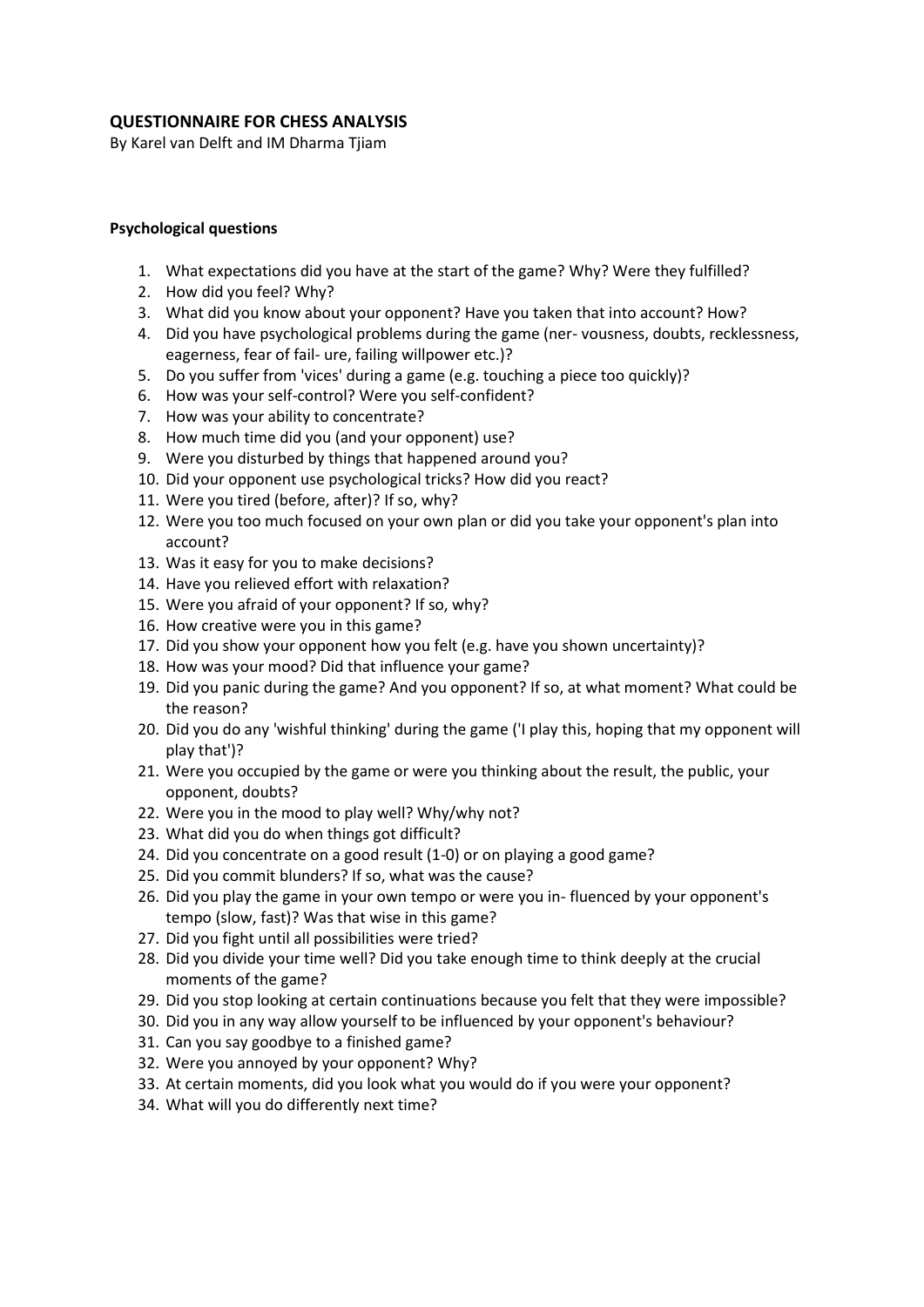## QUESTIONNAIRE FOR CHESS ANALYSIS

By Karel van Delft and IM Dharma Tjiam

### Psychological questions

1. What expectations did you have at the start of the game? Why? Were they fulfilled?
2. How did you feel? Why?
3. What did you know about your opponent? Have you taken that into account? How?
4. Did you have psychological problems during the game (ner- vousness, doubts, recklessness, eagerness, fear of fail- ure, failing willpower etc.)?
5. Do you suffer from 'vices' during a game (e.g. touching a piece too quickly)?
6. How was your self-control? Were you self-confident?
7. How was your ability to concentrate?
8. How much time did you (and your opponent) use?
9. Were you disturbed by things that happened around you?
10. Did your opponent use psychological tricks? How did you react?
11. Were you tired (before, after)? If so, why?
12. Were you too much focused on your own plan or did you take your opponent's plan into account?
13. Was it easy for you to make decisions?
14. Have you relieved effort with relaxation?
15. Were you afraid of your opponent? If so, why?
16. How creative were you in this game?
17. Did you show your opponent how you felt (e.g. have you shown uncertainty)?
18. How was your mood? Did that influence your game?
19. Did you panic during the game? And you opponent? If so, at what moment? What could be the reason?
20. Did you do any 'wishful thinking' during the game ('I play this, hoping that my opponent will play that')?
21. Were you occupied by the game or were you thinking about the result, the public, your opponent, doubts?
22. Were you in the mood to play well? Why/why not?
23. What did you do when things got difficult?
24. Did you concentrate on a good result (1-0) or on playing a good game?
25. Did you commit blunders? If so, what was the cause?
26. Did you play the game in your own tempo or were you in- fluenced by your opponent's tempo (slow, fast)? Was that wise in this game?
27. Did you fight until all possibilities were tried?
28. Did you divide your time well? Did you take enough time to think deeply at the crucial moments of the game?
29. Did you stop looking at certain continuations because you felt that they were impossible?
30. Did you in any way allow yourself to be influenced by your opponent's behaviour?
31. Can you say goodbye to a finished game?
32. Were you annoyed by your opponent? Why?
33. At certain moments, did you look what you would do if you were your opponent?
34. What will you do differently next time?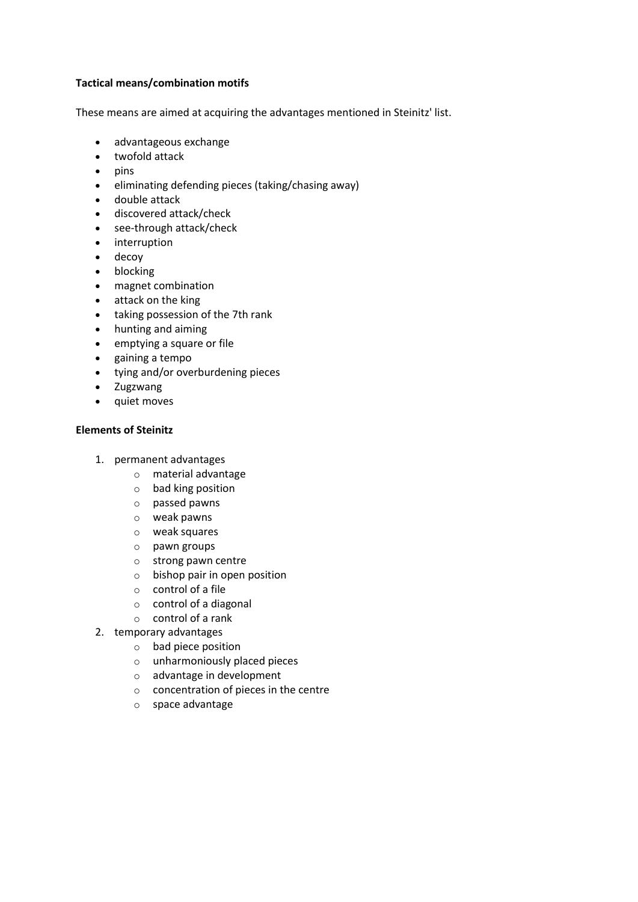**Tactical means/combination motifs**

These means are aimed at acquiring the advantages mentioned in Steinitz' list.

- advantageous exchange
- twofold attack
- pins
- eliminating defending pieces (taking/chasing away)
- double attack
- discovered attack/check
- see-through attack/check
- interruption
- decoy
- blocking
- magnet combination
- attack on the king
- taking possession of the 7th rank
- hunting and aiming
- emptying a square or file
- gaining a tempo
- tying and/or overburdening pieces
- Zugzwang
- quiet moves

**Elements of Steinitz**

1. permanent advantages
    - material advantage
    - bad king position
    - passed pawns
    - weak pawns
    - weak squares
    - pawn groups
    - strong pawn centre
    - bishop pair in open position
    - control of a file
    - control of a diagonal
    - control of a rank
2. temporary advantages
    - bad piece position
    - unharmoniously placed pieces
    - advantage in development
    - concentration of pieces in the centre
    - space advantage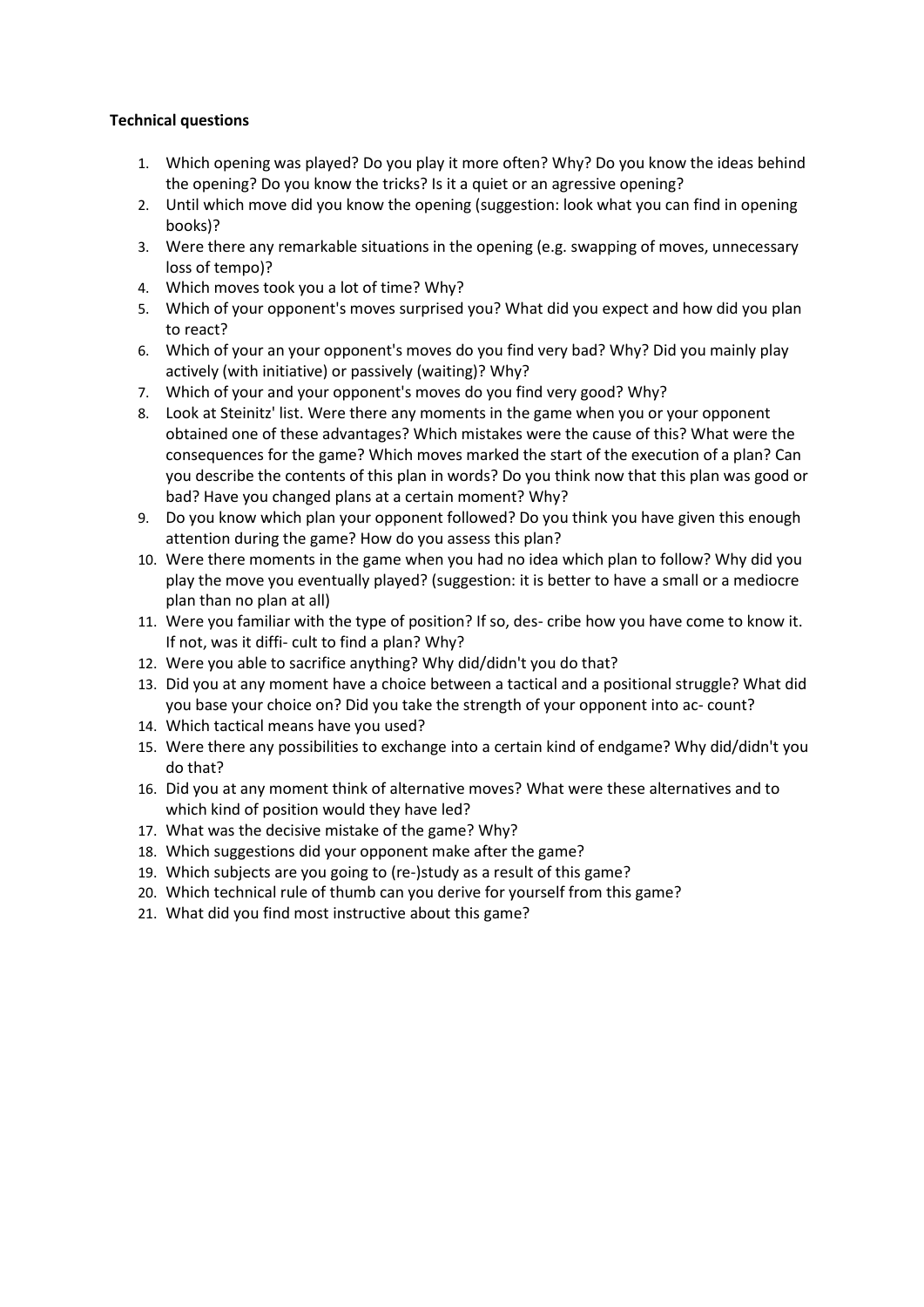**Technical questions**

1. Which opening was played? Do you play it more often? Why? Do you know the ideas behind the opening? Do you know the tricks? Is it a quiet or an agressive opening?
2. Until which move did you know the opening (suggestion: look what you can find in opening books)?
3. Were there any remarkable situations in the opening (e.g. swapping of moves, unnecessary loss of tempo)?
4. Which moves took you a lot of time? Why?
5. Which of your opponent's moves surprised you? What did you expect and how did you plan to react?
6. Which of your an your opponent's moves do you find very bad? Why? Did you mainly play actively (with initiative) or passively (waiting)? Why?
7. Which of your and your opponent's moves do you find very good? Why?
8. Look at Steinitz' list. Were there any moments in the game when you or your opponent obtained one of these advantages? Which mistakes were the cause of this? What were the consequences for the game? Which moves marked the start of the execution of a plan? Can you describe the contents of this plan in words? Do you think now that this plan was good or bad? Have you changed plans at a certain moment? Why?
9. Do you know which plan your opponent followed? Do you think you have given this enough attention during the game? How do you assess this plan?
10. Were there moments in the game when you had no idea which plan to follow? Why did you play the move you eventually played? (suggestion: it is better to have a small or a mediocre plan than no plan at all)
11. Were you familiar with the type of position? If so, des- cribe how you have come to know it. If not, was it diffi- cult to find a plan? Why?
12. Were you able to sacrifice anything? Why did/didn't you do that?
13. Did you at any moment have a choice between a tactical and a positional struggle? What did you base your choice on? Did you take the strength of your opponent into ac- count?
14. Which tactical means have you used?
15. Were there any possibilities to exchange into a certain kind of endgame? Why did/didn't you do that?
16. Did you at any moment think of alternative moves? What were these alternatives and to which kind of position would they have led?
17. What was the decisive mistake of the game? Why?
18. Which suggestions did your opponent make after the game?
19. Which subjects are you going to (re-)study as a result of this game?
20. Which technical rule of thumb can you derive for yourself from this game?
21. What did you find most instructive about this game?